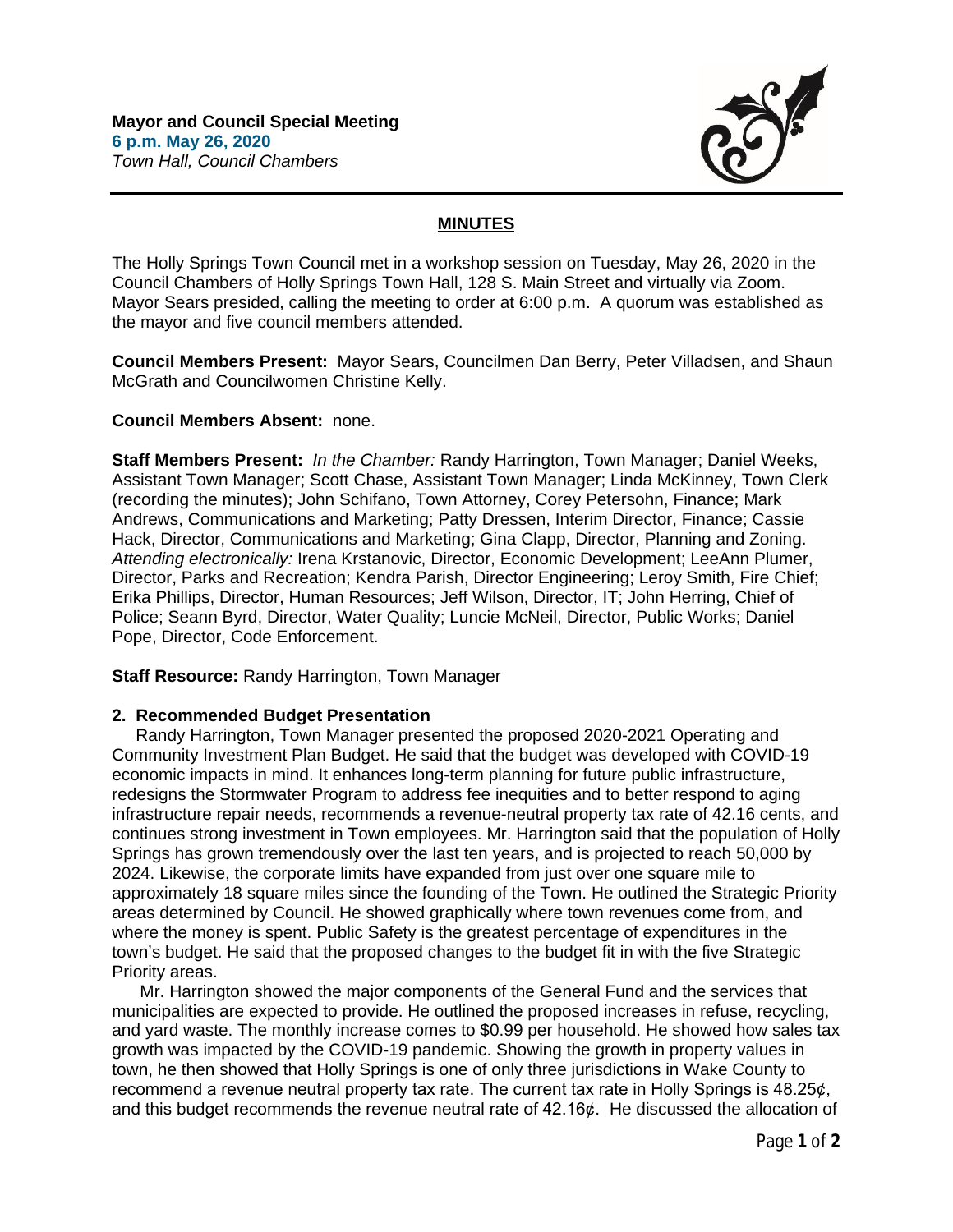**Mayor and Council Special Meeting**
**6 p.m. May 26, 2020**
*Town Hall, Council Chambers*

## MINUTES

The Holly Springs Town Council met in a workshop session on Tuesday, May 26, 2020 in the Council Chambers of Holly Springs Town Hall, 128 S. Main Street and virtually via Zoom. Mayor Sears presided, calling the meeting to order at 6:00 p.m. A quorum was established as the mayor and five council members attended.

**Council Members Present:** Mayor Sears, Councilmen Dan Berry, Peter Villadsen, and Shaun McGrath and Councilwomen Christine Kelly.

**Council Members Absent:** none.

**Staff Members Present:** *In the Chamber:* Randy Harrington, Town Manager; Daniel Weeks, Assistant Town Manager; Scott Chase, Assistant Town Manager; Linda McKinney, Town Clerk (recording the minutes); John Schifano, Town Attorney, Corey Petersohn, Finance; Mark Andrews, Communications and Marketing; Patty Dressen, Interim Director, Finance; Cassie Hack, Director, Communications and Marketing; Gina Clapp, Director, Planning and Zoning. *Attending electronically:* Irena Krstanovic, Director, Economic Development; LeeAnn Plumer, Director, Parks and Recreation; Kendra Parish, Director Engineering; Leroy Smith, Fire Chief; Erika Phillips, Director, Human Resources; Jeff Wilson, Director, IT; John Herring, Chief of Police; Seann Byrd, Director, Water Quality; Luncie McNeil, Director, Public Works; Daniel Pope, Director, Code Enforcement.

**Staff Resource:** Randy Harrington, Town Manager

### 2. Recommended Budget Presentation

Randy Harrington, Town Manager presented the proposed 2020-2021 Operating and Community Investment Plan Budget. He said that the budget was developed with COVID-19 economic impacts in mind. It enhances long-term planning for future public infrastructure, redesigns the Stormwater Program to address fee inequities and to better respond to aging infrastructure repair needs, recommends a revenue-neutral property tax rate of 42.16 cents, and continues strong investment in Town employees. Mr. Harrington said that the population of Holly Springs has grown tremendously over the last ten years, and is projected to reach 50,000 by 2024. Likewise, the corporate limits have expanded from just over one square mile to approximately 18 square miles since the founding of the Town. He outlined the Strategic Priority areas determined by Council. He showed graphically where town revenues come from, and where the money is spent. Public Safety is the greatest percentage of expenditures in the town's budget. He said that the proposed changes to the budget fit in with the five Strategic Priority areas.

Mr. Harrington showed the major components of the General Fund and the services that municipalities are expected to provide. He outlined the proposed increases in refuse, recycling, and yard waste. The monthly increase comes to $0.99 per household. He showed how sales tax growth was impacted by the COVID-19 pandemic. Showing the growth in property values in town, he then showed that Holly Springs is one of only three jurisdictions in Wake County to recommend a revenue neutral property tax rate. The current tax rate in Holly Springs is 48.25¢, and this budget recommends the revenue neutral rate of 42.16¢. He discussed the allocation of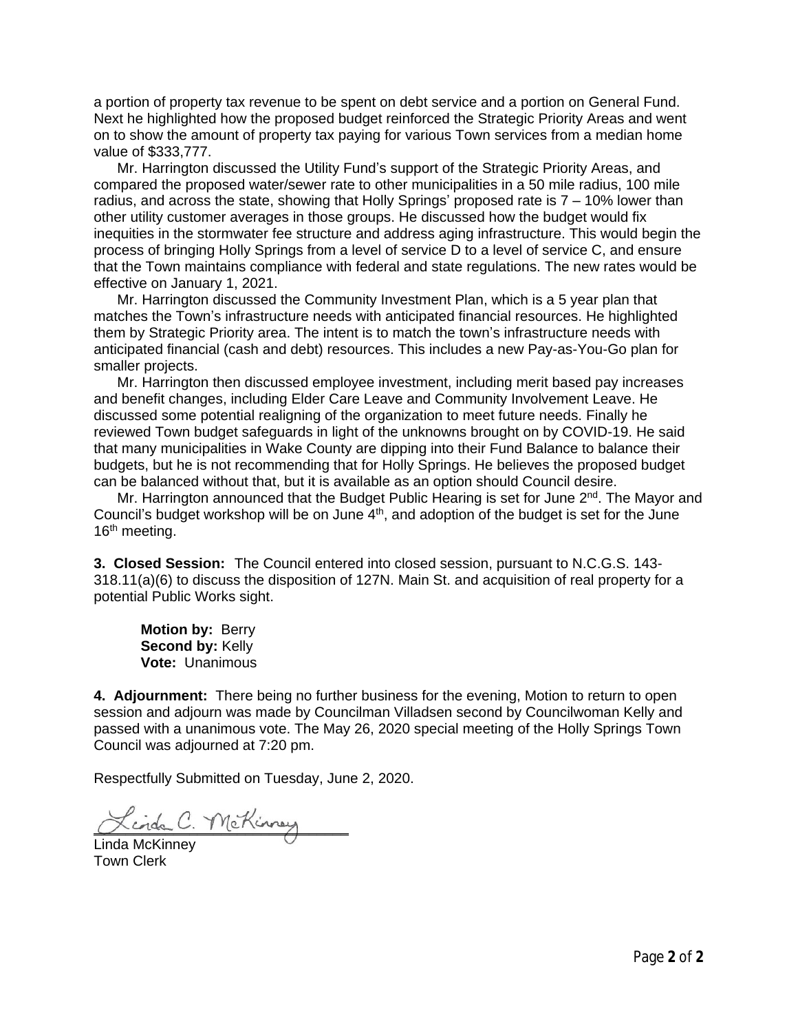a portion of property tax revenue to be spent on debt service and a portion on General Fund. Next he highlighted how the proposed budget reinforced the Strategic Priority Areas and went on to show the amount of property tax paying for various Town services from a median home value of $333,777.

Mr. Harrington discussed the Utility Fund's support of the Strategic Priority Areas, and compared the proposed water/sewer rate to other municipalities in a 50 mile radius, 100 mile radius, and across the state, showing that Holly Springs' proposed rate is 7 – 10% lower than other utility customer averages in those groups. He discussed how the budget would fix inequities in the stormwater fee structure and address aging infrastructure. This would begin the process of bringing Holly Springs from a level of service D to a level of service C, and ensure that the Town maintains compliance with federal and state regulations. The new rates would be effective on January 1, 2021.

Mr. Harrington discussed the Community Investment Plan, which is a 5 year plan that matches the Town's infrastructure needs with anticipated financial resources. He highlighted them by Strategic Priority area. The intent is to match the town's infrastructure needs with anticipated financial (cash and debt) resources. This includes a new Pay-as-You-Go plan for smaller projects.

Mr. Harrington then discussed employee investment, including merit based pay increases and benefit changes, including Elder Care Leave and Community Involvement Leave. He discussed some potential realigning of the organization to meet future needs. Finally he reviewed Town budget safeguards in light of the unknowns brought on by COVID-19. He said that many municipalities in Wake County are dipping into their Fund Balance to balance their budgets, but he is not recommending that for Holly Springs. He believes the proposed budget can be balanced without that, but it is available as an option should Council desire.

Mr. Harrington announced that the Budget Public Hearing is set for June 2nd. The Mayor and Council's budget workshop will be on June 4th, and adoption of the budget is set for the June 16th meeting.

**3. Closed Session:** The Council entered into closed session, pursuant to N.C.G.S. 143-318.11(a)(6) to discuss the disposition of 127N. Main St. and acquisition of real property for a potential Public Works sight.

**Motion by:** Berry
**Second by:** Kelly
**Vote:** Unanimous

**4. Adjournment:** There being no further business for the evening, Motion to return to open session and adjourn was made by Councilman Villadsen second by Councilwoman Kelly and passed with a unanimous vote. The May 26, 2020 special meeting of the Holly Springs Town Council was adjourned at 7:20 pm.

Respectfully Submitted on Tuesday, June 2, 2020.

Linda C. McKinney

Linda McKinney
Town Clerk